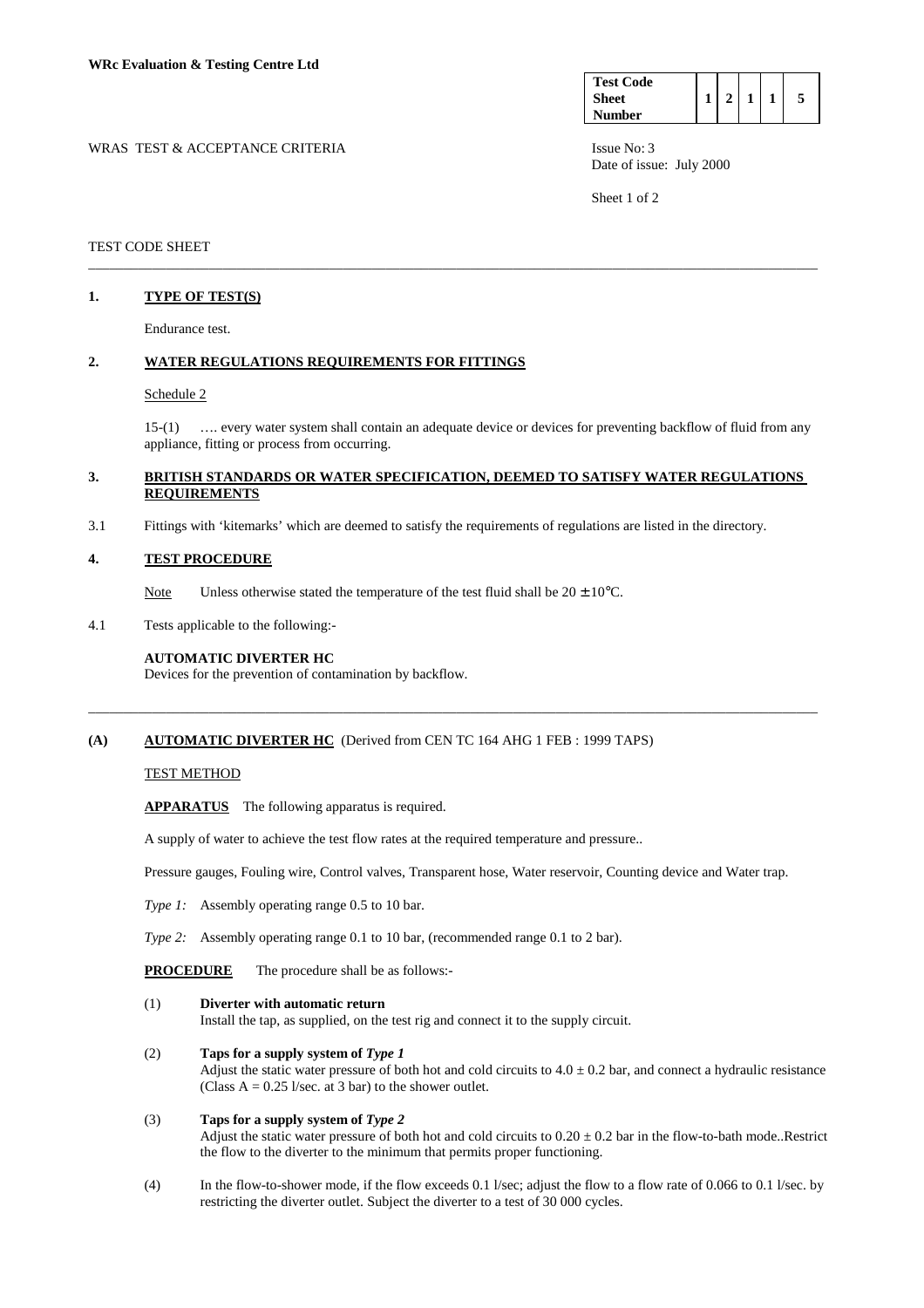**WRc Evaluation & Testing Centre Ltd**

| Test Code Sheet Number | 1 | 2 | 1 | 1 | 5 |
|---|---|---|---|---|---|

WRAS TEST & ACCEPTANCE CRITERIA

Issue No: 3
Date of issue: July 2000

TEST CODE SHEET

---

## 1. TYPE OF TEST(S)

Endurance test.

## 2. WATER REGULATIONS REQUIREMENTS FOR FITTINGS

Schedule 2

15-(1) …. every water system shall contain an adequate device or devices for preventing backflow of fluid from any appliance, fitting or process from occurring.

## 3. BRITISH STANDARDS OR WATER SPECIFICATION, DEEMED TO SATISFY WATER REGULATIONS REQUIREMENTS

3.1 Fittings with 'kitemarks' which are deemed to satisfy the requirements of regulations are listed in the directory.

## 4. TEST PROCEDURE

Note Unless otherwise stated the temperature of the test fluid shall be $20 \pm 10°C$.

4.1 Tests applicable to the following:-

**AUTOMATIC DIVERTER HC**
Devices for the prevention of contamination by backflow.

---

## (A) AUTOMATIC DIVERTER HC (Derived from CEN TC 164 AHG 1 FEB : 1999 TAPS)

TEST METHOD

**APPARATUS** The following apparatus is required.

A supply of water to achieve the test flow rates at the required temperature and pressure..

Pressure gauges, Fouling wire, Control valves, Transparent hose, Water reservoir, Counting device and Water trap.

*Type 1:* Assembly operating range 0.5 to 10 bar.

*Type 2:* Assembly operating range 0.1 to 10 bar, (recommended range 0.1 to 2 bar).

**PROCEDURE** The procedure shall be as follows:-

(1) **Diverter with automatic return**
Install the tap, as supplied, on the test rig and connect it to the supply circuit.

(2) **Taps for a supply system of *Type 1***
Adjust the static water pressure of both hot and cold circuits to $4.0 \pm 0.2$ bar, and connect a hydraulic resistance (Class A = 0.25 l/sec. at 3 bar) to the shower outlet.

(3) **Taps for a supply system of *Type 2***
Adjust the static water pressure of both hot and cold circuits to $0.20 \pm 0.2$ bar in the flow-to-bath mode..Restrict the flow to the diverter to the minimum that permits proper functioning.

(4) In the flow-to-shower mode, if the flow exceeds 0.1 l/sec; adjust the flow to a flow rate of 0.066 to 0.1 l/sec. by restricting the diverter outlet. Subject the diverter to a test of 30 000 cycles.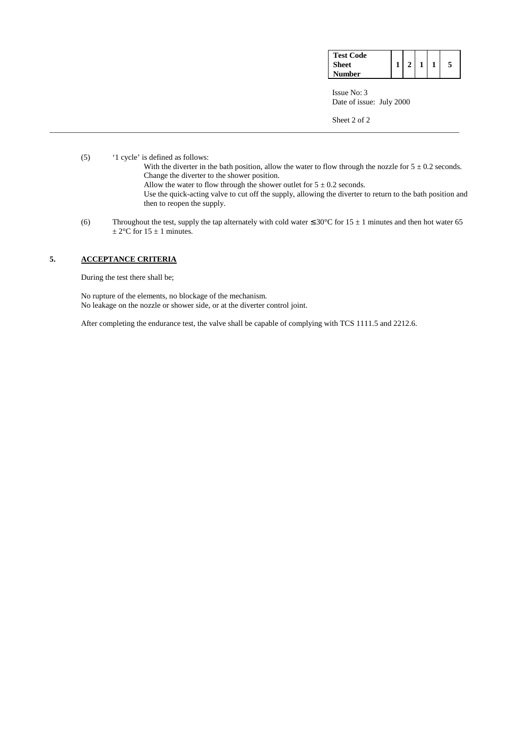(5) '1 cycle' is defined as follows:

With the diverter in the bath position, allow the water to flow through the nozzle for $5 \pm 0.2$ seconds.
Change the diverter to the shower position.
Allow the water to flow through the shower outlet for $5 \pm 0.2$ seconds.
Use the quick-acting valve to cut off the supply, allowing the diverter to return to the bath position and then to reopen the supply.

(6) Throughout the test, supply the tap alternately with cold water $\leq 30°C$ for $15 \pm 1$ minutes and then hot water $65 \pm 2°C$ for $15 \pm 1$ minutes.

## 5. ACCEPTANCE CRITERIA

During the test there shall be;

No rupture of the elements, no blockage of the mechanism.
No leakage on the nozzle or shower side, or at the diverter control joint.

After completing the endurance test, the valve shall be capable of complying with TCS 1111.5 and 2212.6.